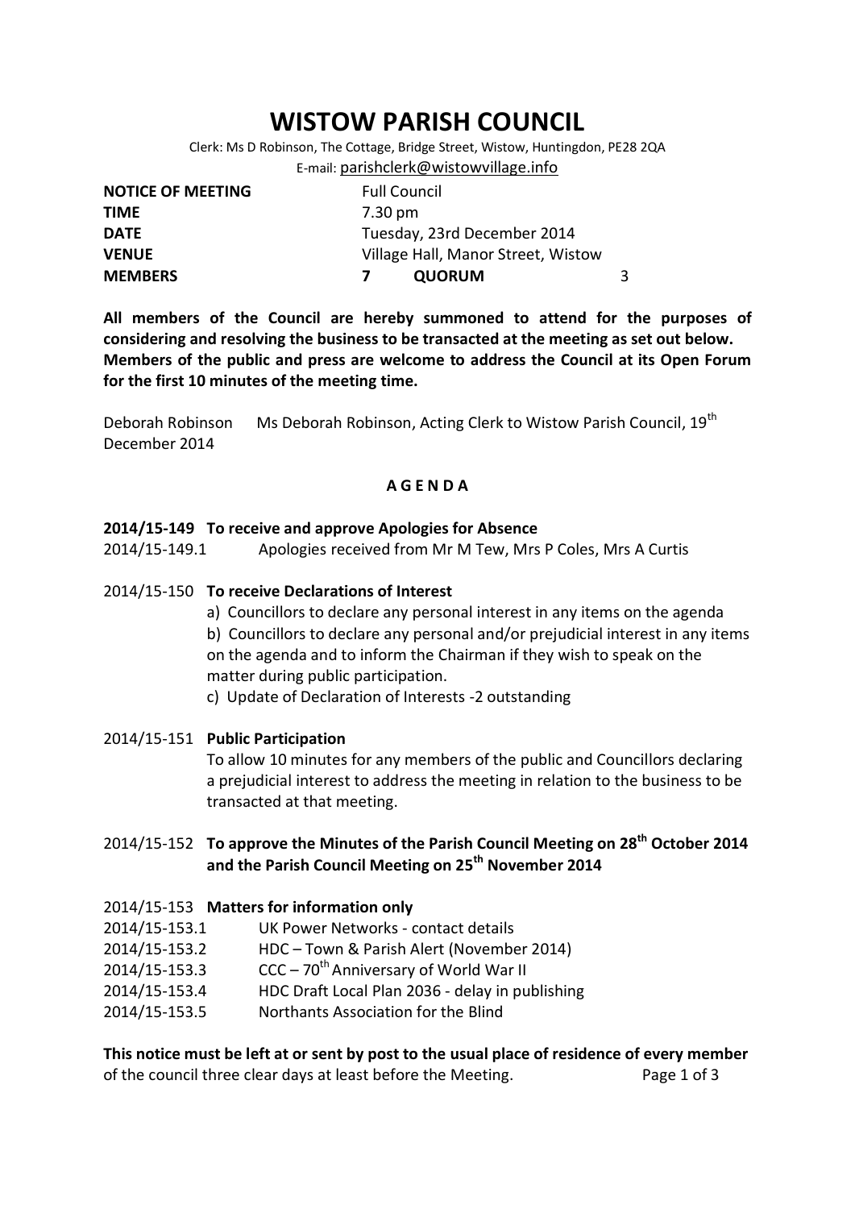# WISTOW PARISH COUNCIL

Clerk: Ms D Robinson, The Cottage, Bridge Street, Wistow, Huntingdon, PE28 2QA
E-mail: parishclerk@wistowvillage.info

| | | | |
|---|---|---|---|
| **NOTICE OF MEETING** | Full Council | | |
| **TIME** | 7.30 pm | | |
| **DATE** | Tuesday, 23rd December 2014 | | |
| **VENUE** | Village Hall, Manor Street, Wistow | | |
| **MEMBERS** | **7** | **QUORUM** | 3 |

**All members of the Council are hereby summoned to attend for the purposes of considering and resolving the business to be transacted at the meeting as set out below. Members of the public and press are welcome to address the Council at its Open Forum for the first 10 minutes of the meeting time.**

Deborah Robinson Ms Deborah Robinson, Acting Clerk to Wistow Parish Council, 19th December 2014

## A G E N D A

**2014/15-149 To receive and approve Apologies for Absence**

2014/15-149.1 Apologies received from Mr M Tew, Mrs P Coles, Mrs A Curtis

2014/15-150 **To receive Declarations of Interest**

a) Councillors to declare any personal interest in any items on the agenda

b) Councillors to declare any personal and/or prejudicial interest in any items on the agenda and to inform the Chairman if they wish to speak on the matter during public participation.

c) Update of Declaration of Interests -2 outstanding

2014/15-151 **Public Participation**

To allow 10 minutes for any members of the public and Councillors declaring a prejudicial interest to address the meeting in relation to the business to be transacted at that meeting.

2014/15-152 **To approve the Minutes of the Parish Council Meeting on 28th October 2014 and the Parish Council Meeting on 25th November 2014**

2014/15-153 **Matters for information only**

2014/15-153.1 UK Power Networks - contact details

2014/15-153.2 HDC – Town & Parish Alert (November 2014)

2014/15-153.3 CCC – 70th Anniversary of World War II

2014/15-153.4 HDC Draft Local Plan 2036 - delay in publishing

2014/15-153.5 Northants Association for the Blind

**This notice must be left at or sent by post to the usual place of residence of every member** of the council three clear days at least before the Meeting.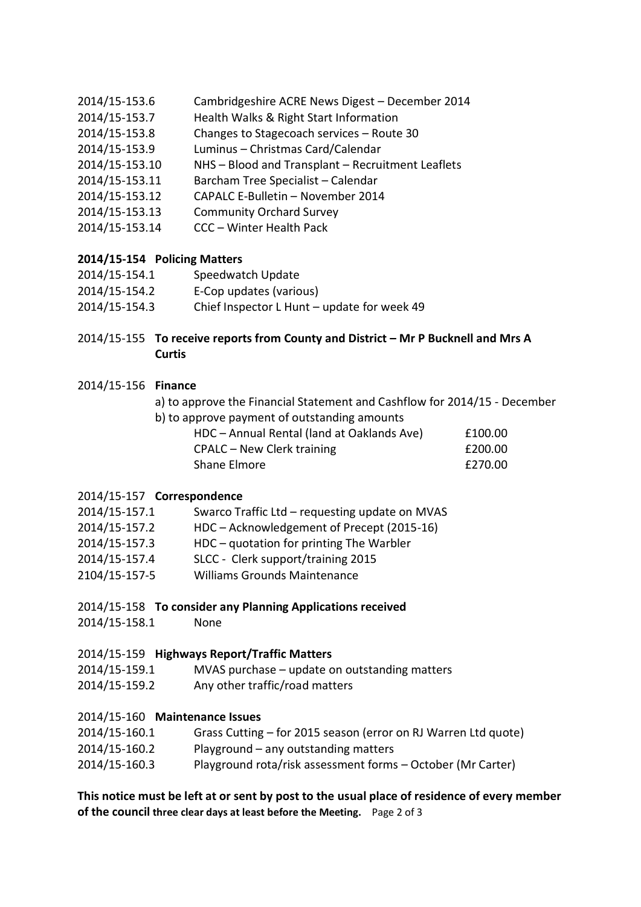2014/15-153.6 Cambridgeshire ACRE News Digest – December 2014
2014/15-153.7 Health Walks & Right Start Information
2014/15-153.8 Changes to Stagecoach services – Route 30
2014/15-153.9 Luminus – Christmas Card/Calendar
2014/15-153.10 NHS – Blood and Transplant – Recruitment Leaflets
2014/15-153.11 Barcham Tree Specialist – Calendar
2014/15-153.12 CAPALC E-Bulletin – November 2014
2014/15-153.13 Community Orchard Survey
2014/15-153.14 CCC – Winter Health Pack

**2014/15-154 Policing Matters**

2014/15-154.1 Speedwatch Update
2014/15-154.2 E-Cop updates (various)
2014/15-154.3 Chief Inspector L Hunt – update for week 49

2014/15-155 **To receive reports from County and District – Mr P Bucknell and Mrs A Curtis**

2014/15-156 **Finance**

a) to approve the Financial Statement and Cashflow for 2014/15 - December
b) to approve payment of outstanding amounts

| | |
|---|---|
| HDC – Annual Rental (land at Oaklands Ave) | £100.00 |
| CPALC – New Clerk training | £200.00 |
| Shane Elmore | £270.00 |

2014/15-157 **Correspondence**

2014/15-157.1 Swarco Traffic Ltd – requesting update on MVAS
2014/15-157.2 HDC – Acknowledgement of Precept (2015-16)
2014/15-157.3 HDC – quotation for printing The Warbler
2014/15-157.4 SLCC - Clerk support/training 2015
2104/15-157-5 Williams Grounds Maintenance

2014/15-158 **To consider any Planning Applications received**

2014/15-158.1 None

2014/15-159 **Highways Report/Traffic Matters**

2014/15-159.1 MVAS purchase – update on outstanding matters
2014/15-159.2 Any other traffic/road matters

2014/15-160 **Maintenance Issues**

2014/15-160.1 Grass Cutting – for 2015 season (error on RJ Warren Ltd quote)
2014/15-160.2 Playground – any outstanding matters
2014/15-160.3 Playground rota/risk assessment forms – October (Mr Carter)

**This notice must be left at or sent by post to the usual place of residence of every member of the council three clear days at least before the Meeting.**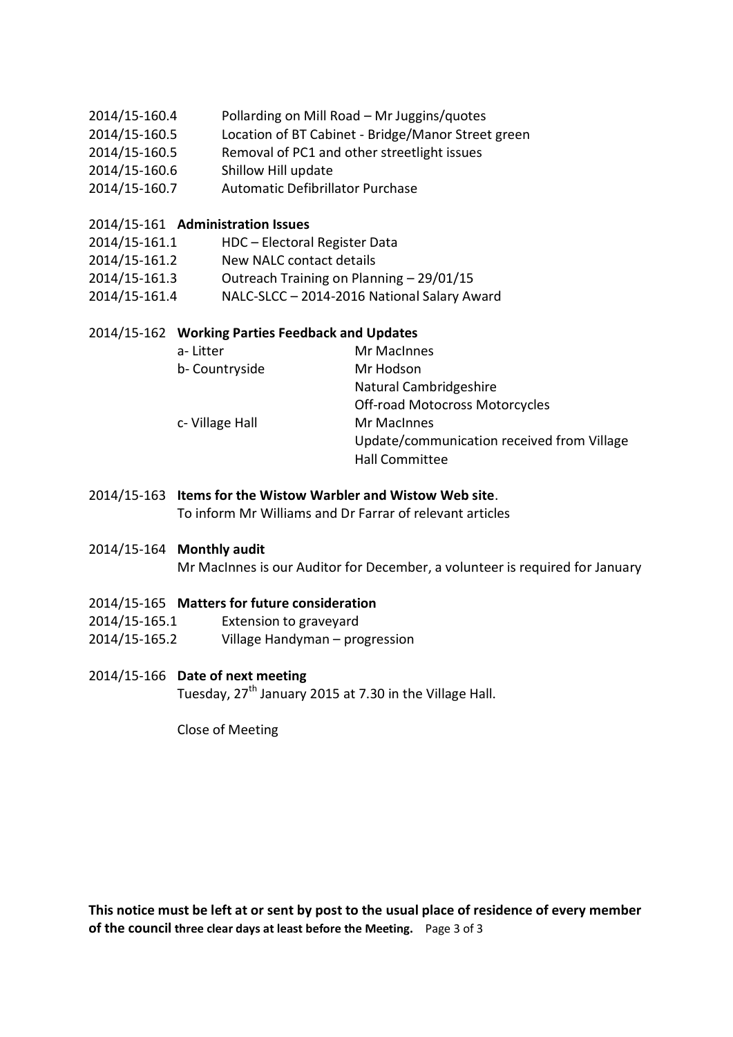2014/15-160.4 Pollarding on Mill Road – Mr Juggins/quotes
2014/15-160.5 Location of BT Cabinet - Bridge/Manor Street green
2014/15-160.5 Removal of PC1 and other streetlight issues
2014/15-160.6 Shillow Hill update
2014/15-160.7 Automatic Defibrillator Purchase

2014/15-161 **Administration Issues**
2014/15-161.1 HDC – Electoral Register Data
2014/15-161.2 New NALC contact details
2014/15-161.3 Outreach Training on Planning – 29/01/15
2014/15-161.4 NALC-SLCC – 2014-2016 National Salary Award

2014/15-162 **Working Parties Feedback and Updates**

| | |
|---|---|
| a- Litter | Mr MacInnes |
| b- Countryside | Mr Hodson |
| | Natural Cambridgeshire |
| | Off-road Motocross Motorcycles |
| c- Village Hall | Mr MacInnes |
| | Update/communication received from Village Hall Committee |

2014/15-163 **Items for the Wistow Warbler and Wistow Web site**.
To inform Mr Williams and Dr Farrar of relevant articles

2014/15-164 **Monthly audit**
Mr MacInnes is our Auditor for December, a volunteer is required for January

2014/15-165 **Matters for future consideration**
2014/15-165.1 Extension to graveyard
2014/15-165.2 Village Handyman – progression

2014/15-166 **Date of next meeting**
Tuesday, 27th January 2015 at 7.30 in the Village Hall.

Close of Meeting

**This notice must be left at or sent by post to the usual place of residence of every member of the council three clear days at least before the Meeting.**